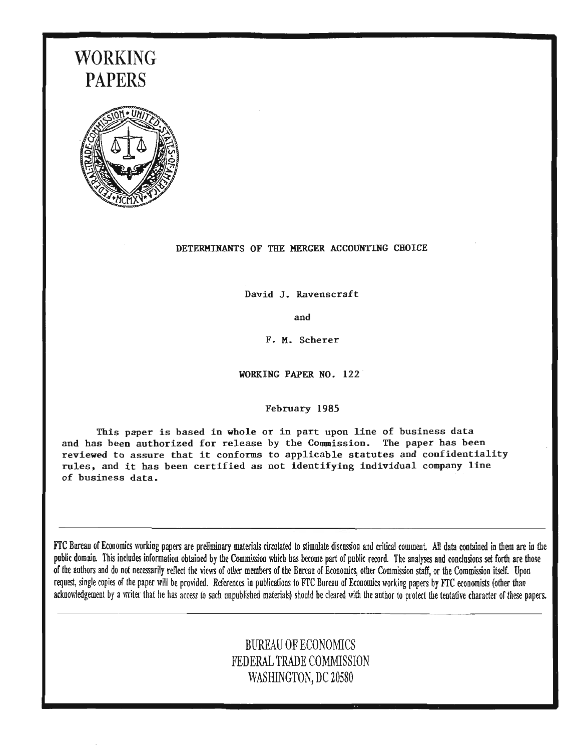# WORKING PAPERS

DETERMINANTS OF THE MERGER ACCOUNTING CHOICE

David J. Ravenscraft

and

F. M. Scherer

WORKING PAPER NO. 122

February 1985

This paper is based in whole or in part upon line of business data and has been authorized for release by the Commission. The paper has been reviewed to assure that it conforms to applicable statutes and confidentiality rules, and it has been certified as not identifying individual company line of business data.

---

FTC Bureau of Economics working papers are preliminary materials circulated to stimulate discussion and critical comment. All data contained in them are in the public domain. This includes information obtained by the Commission which has become part of public record. The analyses and conclusions set forth are those of the authors and do not necessarily reflect the views of other members of the Bureau of Economics, other Commission staff, or the Commission itself. Upon request, single copies of the paper will be provided. References in publications to FTC Bureau of Economics working papers by FTC economists (other than acknowledgement by a writer that he has access to such unpublished materials) should be cleared with the author to protect the tentative character of these papers.

---

BUREAU OF ECONOMICS
FEDERAL TRADE COMMISSION
WASHINGTON, DC 20580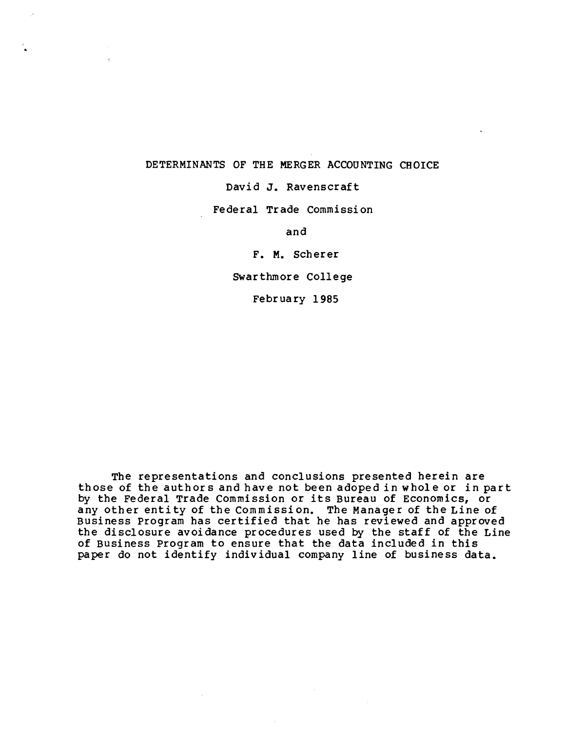# DETERMINANTS OF THE MERGER ACCOUNTING CHOICE

David J. Ravenscraft

Federal Trade Commission

and

F. M. Scherer

Swarthmore College

February 1985

The representations and conclusions presented herein are those of the authors and have not been adoped in whole or in part by the Federal Trade Commission or its Bureau of Economics, or any other entity of the Commission. The Manager of the Line of Business Program has certified that he has reviewed and approved the disclosure avoidance procedures used by the staff of the Line of Business Program to ensure that the data included in this paper do not identify individual company line of business data.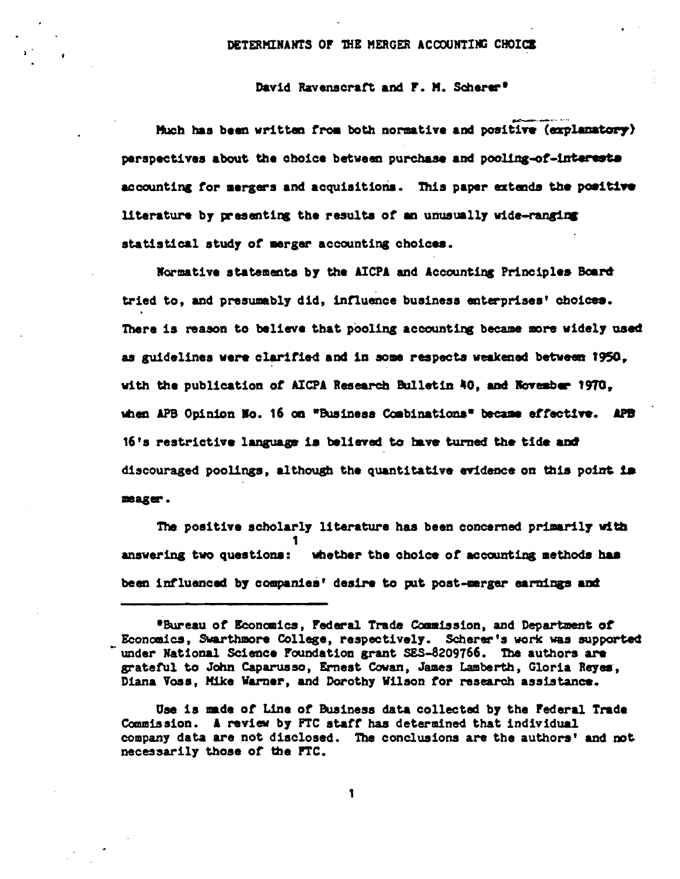DETERMINANTS OF THE MERGER ACCOUNTING CHOICE

David Ravenscraft and F. M. Scherer*

Much has been written from both normative and positive (explanatory) perspectives about the choice between purchase and pooling-of-interests accounting for mergers and acquisitions. This paper extends the positive literature by presenting the results of an unusually wide-ranging statistical study of merger accounting choices.

Normative statements by the AICPA and Accounting Principles Board tried to, and presumably did, influence business enterprises' choices. There is reason to believe that pooling accounting became more widely used as guidelines were clarified and in some respects weakened between 1950, with the publication of AICPA Research Bulletin 40, and November 1970, when APB Opinion No. 16 on "Business Combinations" became effective. APB 16's restrictive language is believed to have turned the tide and discouraged poolings, although the quantitative evidence on this point is meager.

The positive scholarly literature has been concerned primarily with answering two questions:[1] whether the choice of accounting methods has been influenced by companies' desire to put post-merger earnings and

---

*Bureau of Economics, Federal Trade Commission, and Department of Economics, Swarthmore College, respectively. Scherer's work was supported under National Science Foundation grant SES-8209766. The authors are grateful to John Caparusso, Ernest Cowan, James Lamberth, Gloria Reyes, Diana Voss, Mike Warner, and Dorothy Wilson for research assistance.

Use is made of Line of Business data collected by the Federal Trade Commission. A review by FTC staff has determined that individual company data are not disclosed. The conclusions are the authors' and not necessarily those of the FTC.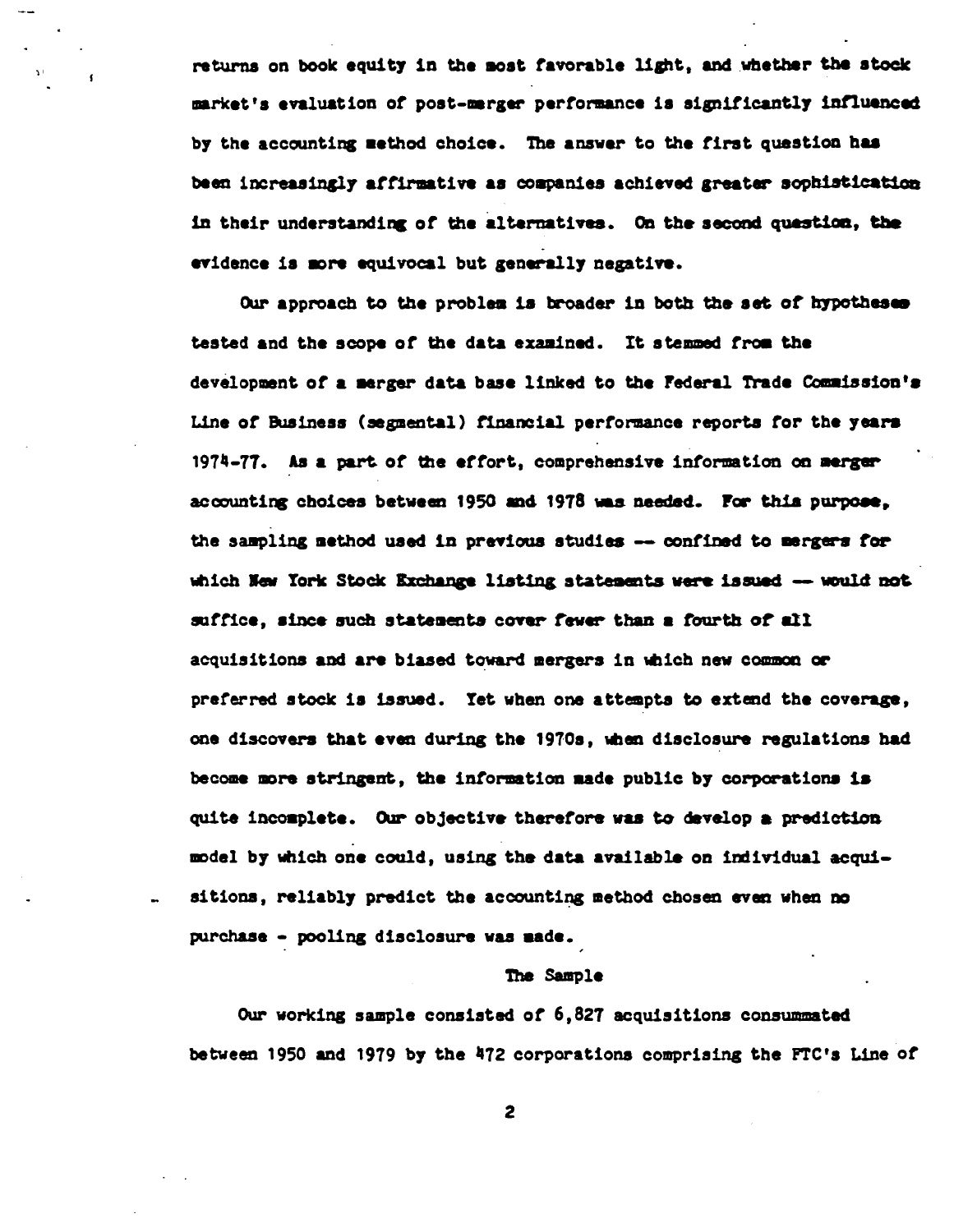returns on book equity in the most favorable light, and whether the stock market's evaluation of post-merger performance is significantly influenced by the accounting method choice. The answer to the first question has been increasingly affirmative as companies achieved greater sophistication in their understanding of the alternatives. On the second question, the evidence is more equivocal but generally negative.

Our approach to the problem is broader in both the set of hypotheses tested and the scope of the data examined. It stemmed from the development of a merger data base linked to the Federal Trade Commission's Line of Business (segmental) financial performance reports for the years 1974-77. As a part of the effort, comprehensive information on merger accounting choices between 1950 and 1978 was needed. For this purpose, the sampling method used in previous studies — confined to mergers for which New York Stock Exchange listing statements were issued — would not suffice, since such statements cover fewer than a fourth of all acquisitions and are biased toward mergers in which new common or preferred stock is issued. Yet when one attempts to extend the coverage, one discovers that even during the 1970s, when disclosure regulations had become more stringent, the information made public by corporations is quite incomplete. Our objective therefore was to develop a prediction model by which one could, using the data available on individual acquisitions, reliably predict the accounting method chosen even when no purchase - pooling disclosure was made.

## The Sample

Our working sample consisted of 6,827 acquisitions consummated between 1950 and 1979 by the 472 corporations comprising the FTC's Line of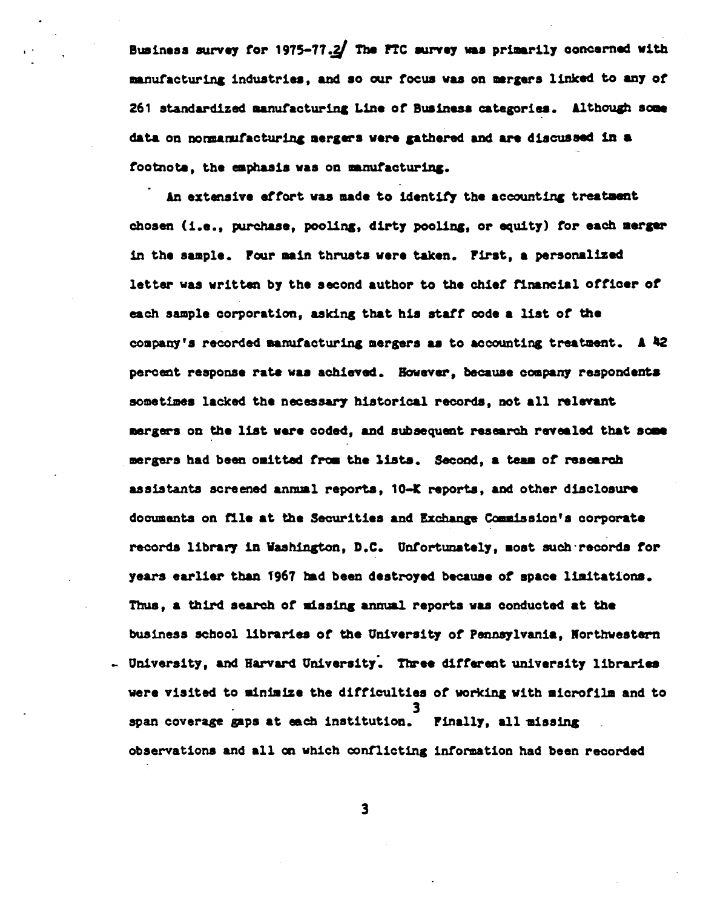Business survey for 1975-77.[2] The FTC survey was primarily concerned with manufacturing industries, and so our focus was on mergers linked to any of 261 standardized manufacturing Line of Business categories. Although some data on nonmanufacturing mergers were gathered and are discussed in a footnote, the emphasis was on manufacturing.

An extensive effort was made to identify the accounting treatment chosen (i.e., purchase, pooling, dirty pooling, or equity) for each merger in the sample. Four main thrusts were taken. First, a personalized letter was written by the second author to the chief financial officer of each sample corporation, asking that his staff code a list of the company's recorded manufacturing mergers as to accounting treatment. A 42 percent response rate was achieved. However, because company respondents sometimes lacked the necessary historical records, not all relevant mergers on the list were coded, and subsequent research revealed that some mergers had been omitted from the lists. Second, a team of research assistants screened annual reports, 10-K reports, and other disclosure documents on file at the Securities and Exchange Commission's corporate records library in Washington, D.C. Unfortunately, most such records for years earlier than 1967 had been destroyed because of space limitations. Thus, a third search of missing annual reports was conducted at the business school libraries of the University of Pennsylvania, Northwestern University, and Harvard University. Three different university libraries were visited to minimize the difficulties of working with microfilm and to span coverage gaps at each institution.[3] Finally, all missing observations and all on which conflicting information had been recorded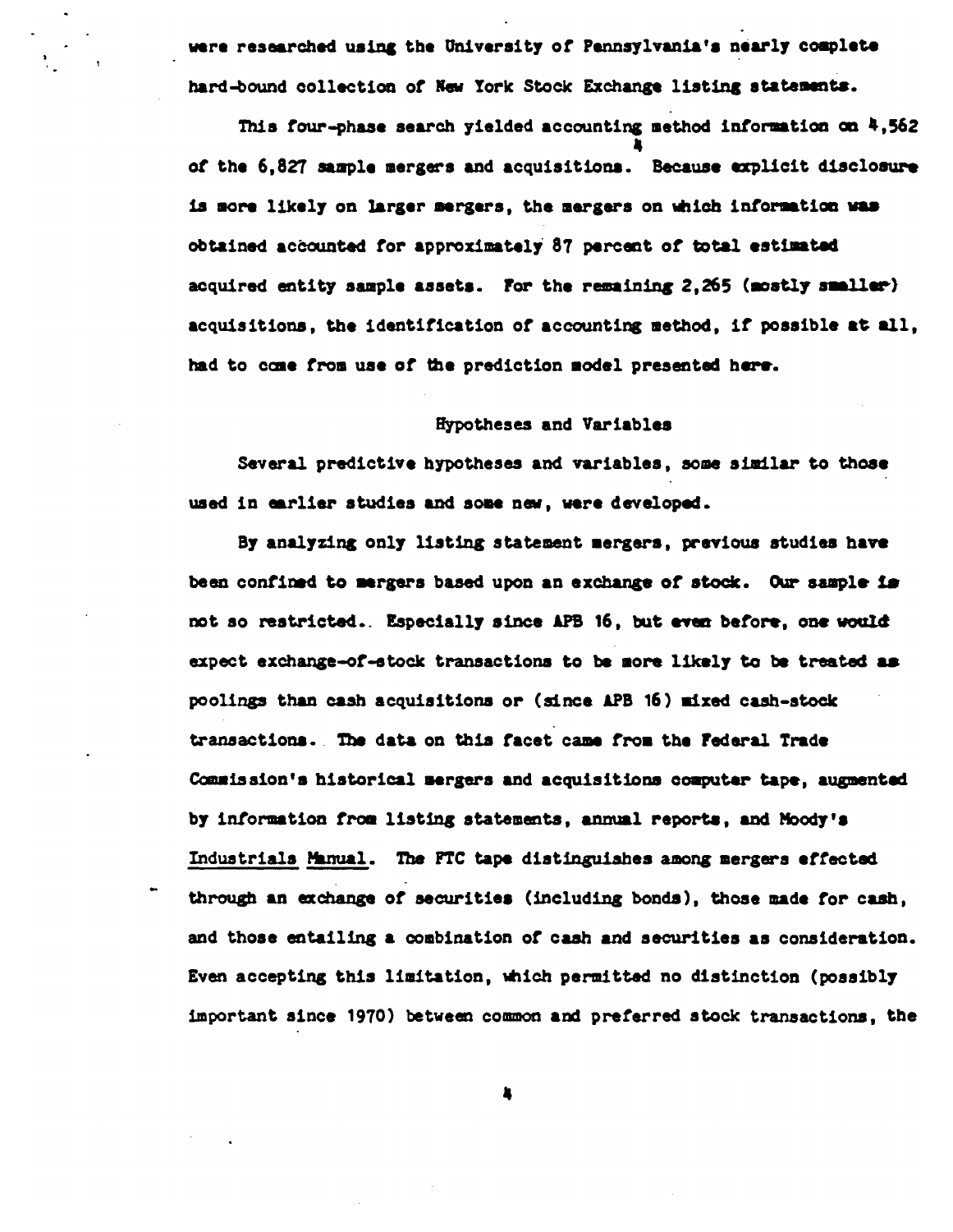were researched using the University of Pennsylvania's nearly complete hard-bound collection of New York Stock Exchange listing statements.

This four-phase search yielded accounting method information on 4,562 of the 6,827 sample mergers and acquisitions.[4] Because explicit disclosure is more likely on larger mergers, the mergers on which information was obtained accounted for approximately 87 percent of total estimated acquired entity sample assets. For the remaining 2,265 (mostly smaller) acquisitions, the identification of accounting method, if possible at all, had to come from use of the prediction model presented here.

## Hypotheses and Variables

Several predictive hypotheses and variables, some similar to those used in earlier studies and some new, were developed.

By analyzing only listing statement mergers, previous studies have been confined to mergers based upon an exchange of stock. Our sample is not so restricted. Especially since APB 16, but even before, one would expect exchange-of-stock transactions to be more likely to be treated as poolings than cash acquisitions or (since APB 16) mixed cash-stock transactions. The data on this facet came from the Federal Trade Commission's historical mergers and acquisitions computer tape, augmented by information from listing statements, annual reports, and Moody's Industrials Manual. The FTC tape distinguishes among mergers effected through an exchange of securities (including bonds), those made for cash, and those entailing a combination of cash and securities as consideration. Even accepting this limitation, which permitted no distinction (possibly important since 1970) between common and preferred stock transactions, the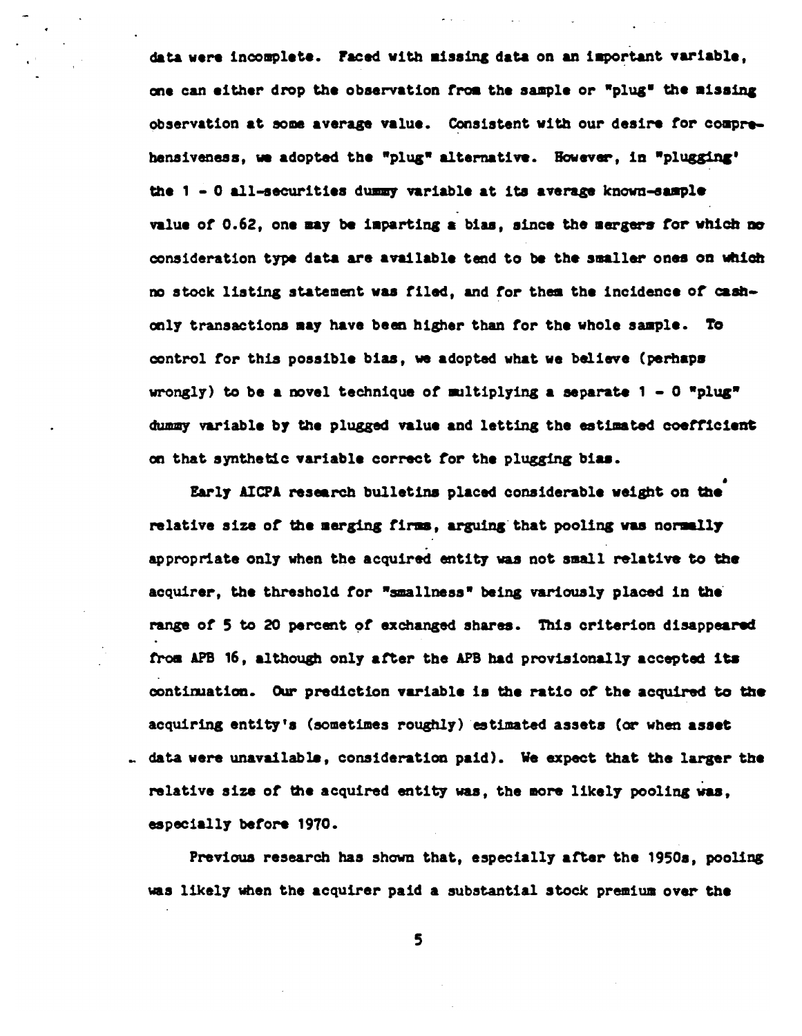data were incomplete. Faced with missing data on an important variable, one can either drop the observation from the sample or "plug" the missing observation at some average value. Consistent with our desire for comprehensiveness, we adopted the "plug" alternative. However, in "plugging' the 1 - 0 all-securities dummy variable at its average known-sample value of 0.62, one may be imparting a bias, since the mergers for which no consideration type data are available tend to be the smaller ones on which no stock listing statement was filed, and for them the incidence of cash-only transactions may have been higher than for the whole sample. To control for this possible bias, we adopted what we believe (perhaps wrongly) to be a novel technique of multiplying a separate 1 - 0 "plug" dummy variable by the plugged value and letting the estimated coefficient on that synthetic variable correct for the plugging bias.

Early AICPA research bulletins placed considerable weight on the relative size of the merging firms, arguing that pooling was normally appropriate only when the acquired entity was not small relative to the acquirer, the threshold for "smallness" being variously placed in the range of 5 to 20 percent of exchanged shares. This criterion disappeared from APB 16, although only after the APB had provisionally accepted its continuation. Our prediction variable is the ratio of the acquired to the acquiring entity's (sometimes roughly) estimated assets (or when asset data were unavailable, consideration paid). We expect that the larger the relative size of the acquired entity was, the more likely pooling was, especially before 1970.

Previous research has shown that, especially after the 1950s, pooling was likely when the acquirer paid a substantial stock premium over the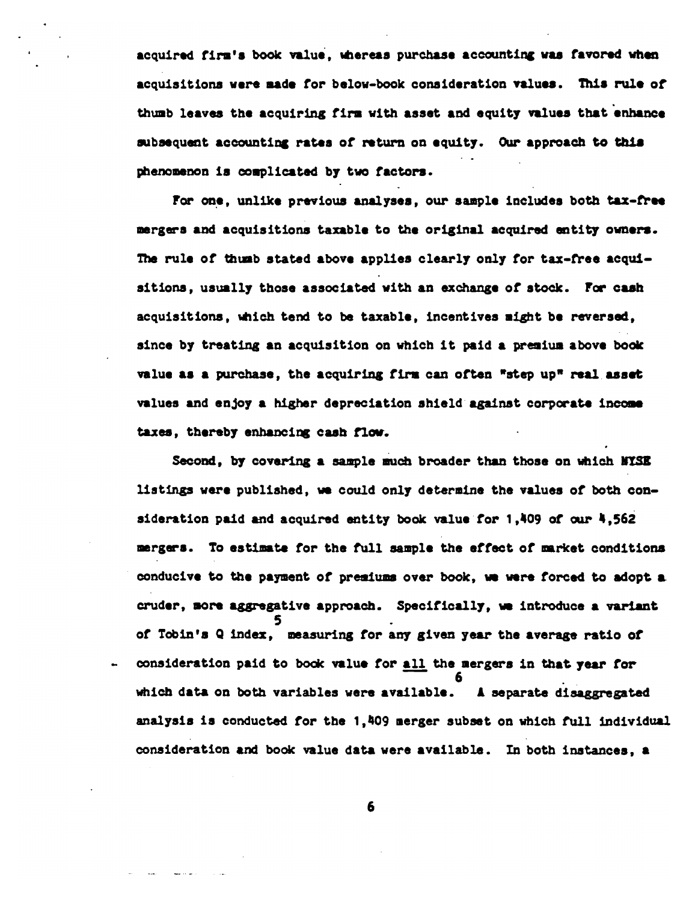acquired firm's book value, whereas purchase accounting was favored when acquisitions were made for below-book consideration values. This rule of thumb leaves the acquiring firm with asset and equity values that enhance subsequent accounting rates of return on equity. Our approach to this phenomenon is complicated by two factors.

For one, unlike previous analyses, our sample includes both tax-free mergers and acquisitions taxable to the original acquired entity owners. The rule of thumb stated above applies clearly only for tax-free acquisitions, usually those associated with an exchange of stock. For cash acquisitions, which tend to be taxable, incentives might be reversed, since by treating an acquisition on which it paid a premium above book value as a purchase, the acquiring firm can often "step up" real asset values and enjoy a higher depreciation shield against corporate income taxes, thereby enhancing cash flow.

Second, by covering a sample much broader than those on which NYSE listings were published, we could only determine the values of both consideration paid and acquired entity book value for 1,409 of our 4,562 mergers. To estimate for the full sample the effect of market conditions conducive to the payment of premiums over book, we were forced to adopt a cruder, more aggregative approach. Specifically, we introduce a variant of Tobin's Q index,[5] measuring for any given year the average ratio of consideration paid to book value for <u>all</u> the mergers in that year for which data on both variables were available.[6] A separate disaggregated analysis is conducted for the 1,409 merger subset on which full individual consideration and book value data were available. In both instances, a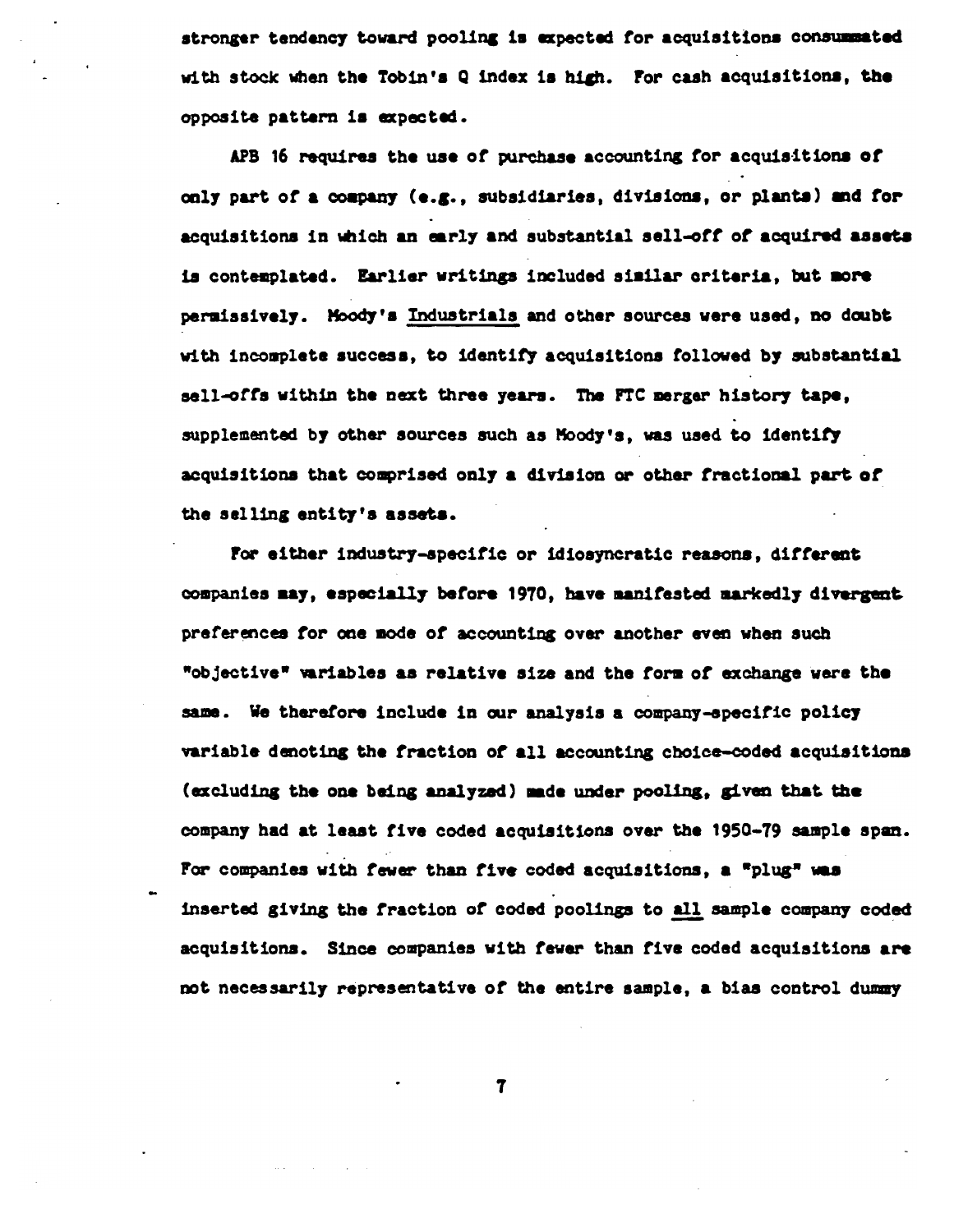stronger tendency toward pooling is expected for acquisitions consummated with stock when the Tobin's Q index is high. For cash acquisitions, the opposite pattern is expected.

APB 16 requires the use of purchase accounting for acquisitions of only part of a company (e.g., subsidiaries, divisions, or plants) and for acquisitions in which an early and substantial sell-off of acquired assets is contemplated. Earlier writings included similar criteria, but more permissively. Moody's <u>Industrials</u> and other sources were used, no doubt with incomplete success, to identify acquisitions followed by substantial sell-offs within the next three years. The FTC merger history tape, supplemented by other sources such as Moody's, was used to identify acquisitions that comprised only a division or other fractional part of the selling entity's assets.

For either industry-specific or idiosyncratic reasons, different companies may, especially before 1970, have manifested markedly divergent preferences for one mode of accounting over another even when such "objective" variables as relative size and the form of exchange were the same. We therefore include in our analysis a company-specific policy variable denoting the fraction of all accounting choice-coded acquisitions (excluding the one being analyzed) made under pooling, given that the company had at least five coded acquisitions over the 1950-79 sample span. For companies with fewer than five coded acquisitions, a "plug" was inserted giving the fraction of coded poolings to <u>all</u> sample company coded acquisitions. Since companies with fewer than five coded acquisitions are not necessarily representative of the entire sample, a bias control dummy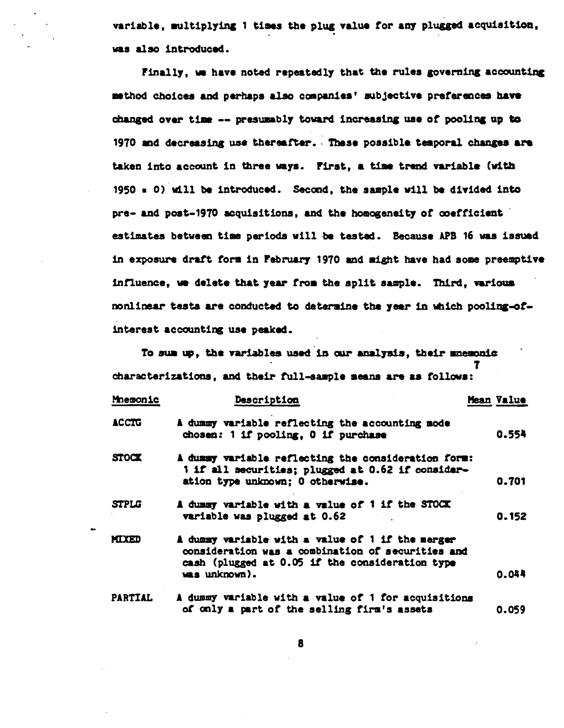variable, multiplying 1 times the plug value for any plugged acquisition, was also introduced.

Finally, we have noted repeatedly that the rules governing accounting method choices and perhaps also companies' subjective preferences have changed over time -- presumably toward increasing use of pooling up to 1970 and decreasing use thereafter. These possible temporal changes are taken into account in three ways. First, a time trend variable (with 1950 = 0) will be introduced. Second, the sample will be divided into pre- and post-1970 acquisitions, and the homogeneity of coefficient estimates between time periods will be tested. Because APB 16 was issued in exposure draft form in February 1970 and might have had some preemptive influence, we delete that year from the split sample. Third, various nonlinear tests are conducted to determine the year in which pooling-of-interest accounting use peaked.

To sum up, the variables used in our analysis, their mnemonic characterizations, and their full-sample means are as follows:[7]

| Mnemonic | Description | Mean Value |
|---|---|---|
| ACCTG | A dummy variable reflecting the accounting mode chosen: 1 if pooling, 0 if purchase | 0.554 |
| STOCK | A dummy variable reflecting the consideration form: 1 if all securities; plugged at 0.62 if consideration type unknown; 0 otherwise. | 0.701 |
| STPLG | A dummy variable with a value of 1 if the STOCK variable was plugged at 0.62 | 0.152 |
| MIXED | A dummy variable with a value of 1 if the merger consideration was a combination of securities and cash (plugged at 0.05 if the consideration type was unknown). | 0.044 |
| PARTIAL | A dummy variable with a value of 1 for acquisitions of only a part of the selling firm's assets | 0.059 |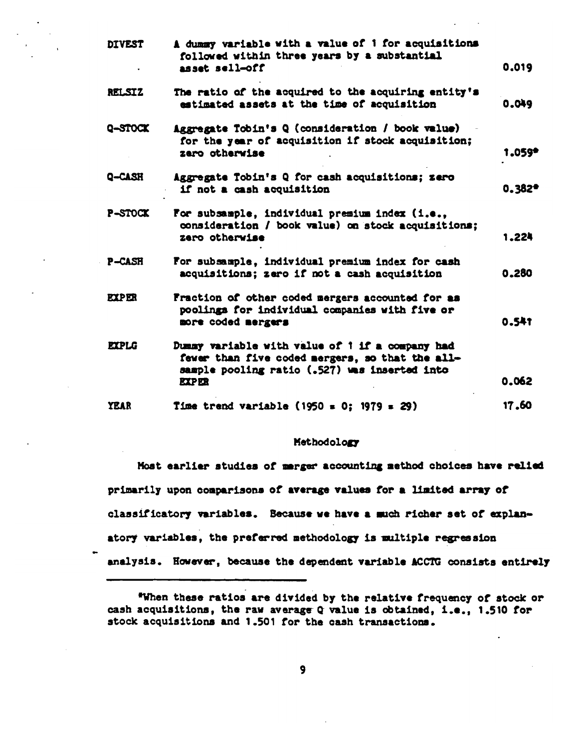| | | |
|---|---|---|
| DIVEST | A dummy variable with a value of 1 for acquisitions followed within three years by a substantial asset sell-off | 0.019 |
| RELSIZ | The ratio of the acquired to the acquiring entity's estimated assets at the time of acquisition | 0.049 |
| Q-STOCK | Aggregate Tobin's Q (consideration / book value) for the year of acquisition if stock acquisition; zero otherwise | 1.059* |
| Q-CASH | Aggregate Tobin's Q for cash acquisitions; zero if not a cash acquisition | 0.382* |
| P-STOCK | For subsample, individual premium index (i.e., consideration / book value) on stock acquisitions; zero otherwise | 1.224 |
| P-CASH | For subsample, individual premium index for cash acquisitions; zero if not a cash acquisition | 0.280 |
| EXPER | Fraction of other coded mergers accounted for as poolings for individual companies with five or more coded mergers | 0.541 |
| EXPLG | Dummy variable with value of 1 if a company had fewer than five coded mergers, so that the all-sample pooling ratio (.527) was inserted into EXPER | 0.062 |
| YEAR | Time trend variable (1950 = 0; 1979 = 29) | 17.60 |

## Methodology

Most earlier studies of merger accounting method choices have relied primarily upon comparisons of average values for a limited array of classificatory variables. Because we have a much richer set of explanatory variables, the preferred methodology is multiple regression analysis. However, because the dependent variable ACCTG consists entirely

---

*When these ratios are divided by the relative frequency of stock or cash acquisitions, the raw average Q value is obtained, i.e., 1.510 for stock acquisitions and 1.501 for the cash transactions.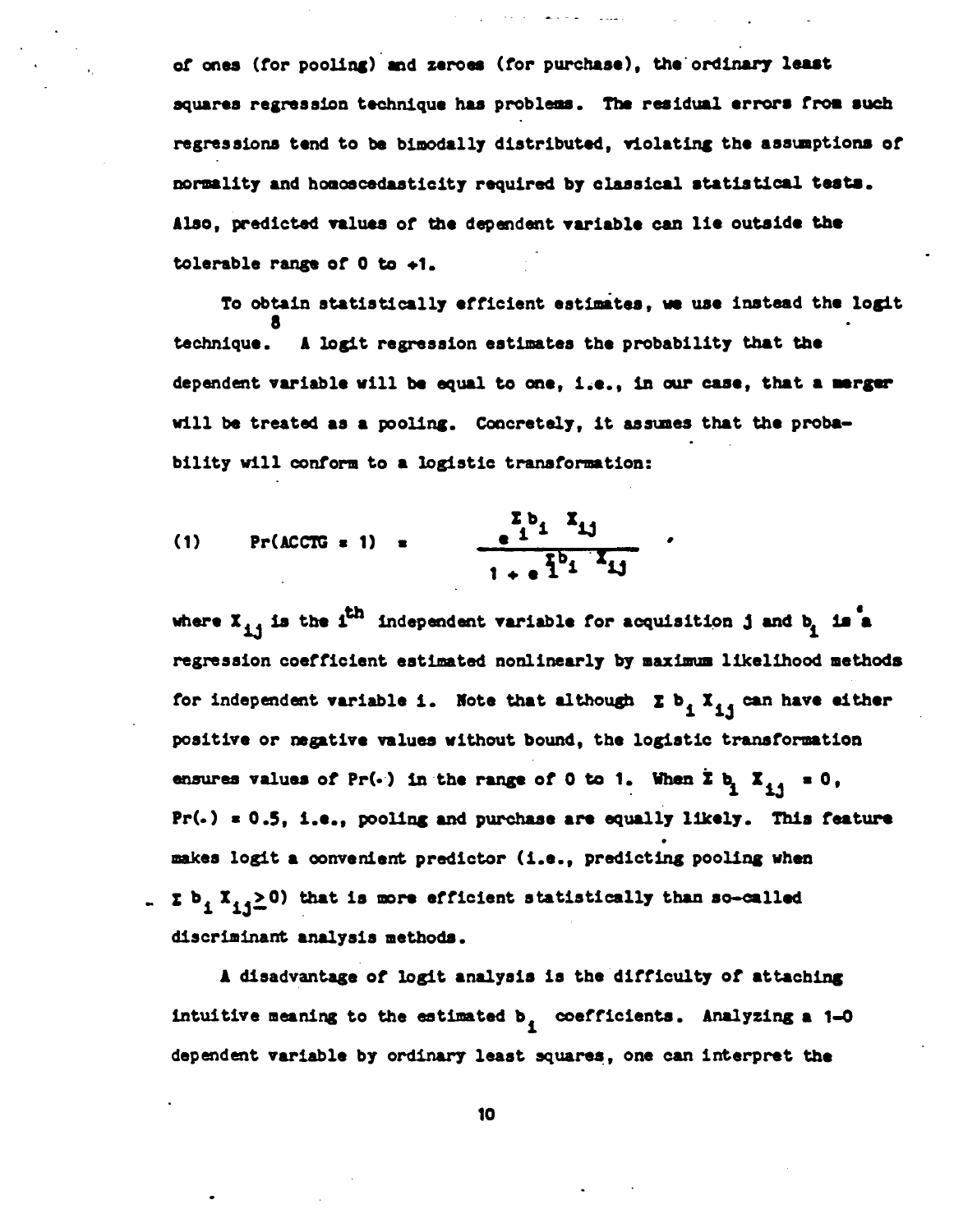of ones (for pooling) and zeroes (for purchase), the ordinary least squares regression technique has problems. The residual errors from such regressions tend to be bimodally distributed, violating the assumptions of normality and homoscedasticity required by classical statistical tests. Also, predicted values of the dependent variable can lie outside the tolerable range of 0 to +1.

To obtain statistically efficient estimates, we use instead the logit technique.[8] A logit regression estimates the probability that the dependent variable will be equal to one, i.e., in our case, that a merger will be treated as a pooling. Concretely, it assumes that the probability will conform to a logistic transformation:

$$(1) \qquad Pr(ACCTG = 1) = \frac{e^{\sum_i b_i X_{ij}}}{1 + e^{\sum_i b_i X_{ij}}},$$

where $X_{ij}$ is the $i^{th}$ independent variable for acquisition $j$ and $b_i$ is a regression coefficient estimated nonlinearly by maximum likelihood methods for independent variable $i$. Note that although $\sum b_i X_{ij}$ can have either positive or negative values without bound, the logistic transformation ensures values of $Pr(\cdot)$ in the range of 0 to 1. When $\sum b_i X_{ij} = 0$, $Pr(\cdot) = 0.5$, i.e., pooling and purchase are equally likely. This feature makes logit a convenient predictor (i.e., predicting pooling when $\sum b_i X_{ij} \geq 0$) that is more efficient statistically than so-called discriminant analysis methods.

A disadvantage of logit analysis is the difficulty of attaching intuitive meaning to the estimated $b_i$ coefficients. Analyzing a 1-0 dependent variable by ordinary least squares, one can interpret the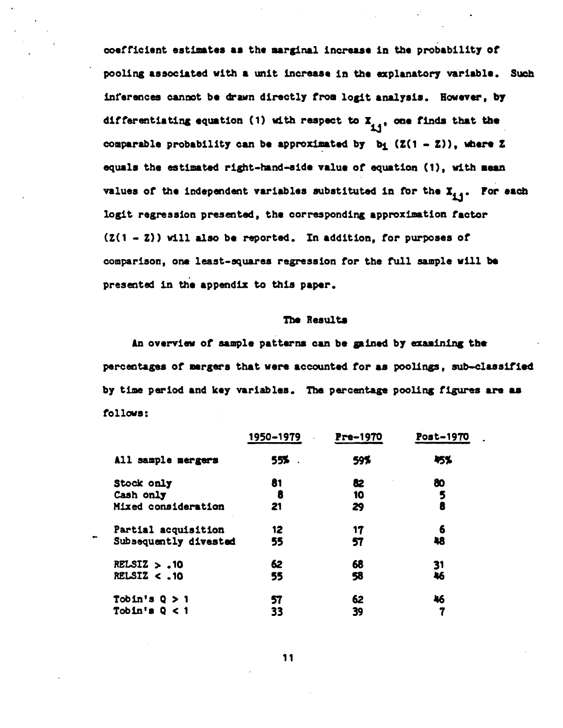coefficient estimates as the marginal increase in the probability of pooling associated with a unit increase in the explanatory variable. Such inferences cannot be drawn directly from logit analysis. However, by differentiating equation (1) with respect to $X_{ij}$, one finds that the comparable probability can be approximated by $b_i\,(Z(1 - Z))$, where Z equals the estimated right-hand-side value of equation (1), with mean values of the independent variables substituted in for the $X_{ij}$. For each logit regression presented, the corresponding approximation factor $(Z(1 - Z))$ will also be reported. In addition, for purposes of comparison, one least-squares regression for the full sample will be presented in the appendix to this paper.

## The Results

An overview of sample patterns can be gained by examining the percentages of mergers that were accounted for as poolings, sub-classified by time period and key variables. The percentage pooling figures are as follows:

| | 1950-1979 | Pre-1970 | Post-1970 |
|---|---|---|---|
| All sample mergers | 55% | 59% | 45% |
| Stock only | 81 | 82 | 80 |
| Cash only | 8 | 10 | 5 |
| Mixed consideration | 21 | 29 | 8 |
| Partial acquisition | 12 | 17 | 6 |
| Subsequently divested | 55 | 57 | 48 |
| RELSIZ > .10 | 62 | 68 | 31 |
| RELSIZ < .10 | 55 | 58 | 46 |
| Tobin's Q > 1 | 57 | 62 | 46 |
| Tobin's Q < 1 | 33 | 39 | 7 |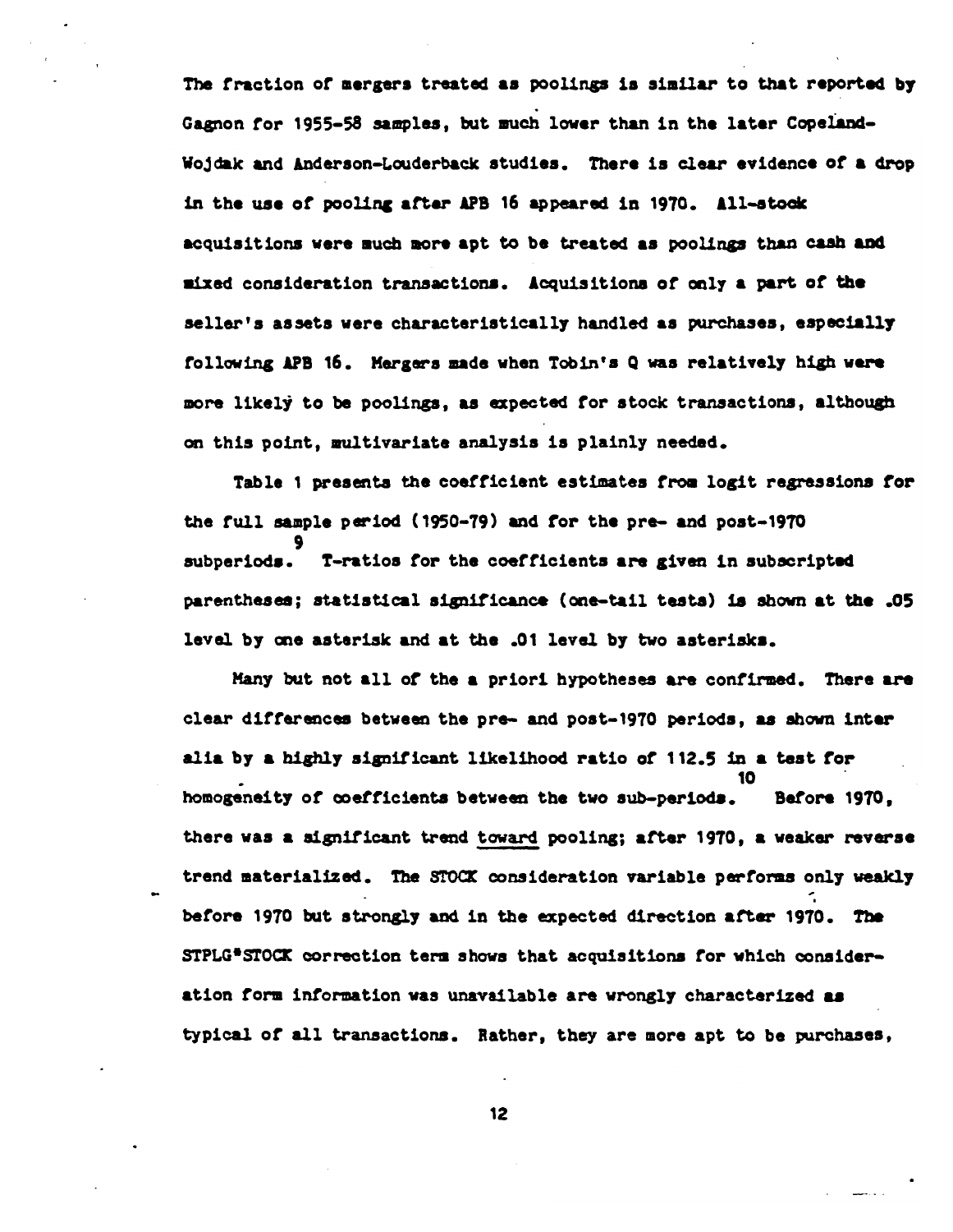The fraction of mergers treated as poolings is similar to that reported by Gagnon for 1955-58 samples, but much lower than in the later Copeland-Wojdak and Anderson-Louderback studies. There is clear evidence of a drop in the use of pooling after APB 16 appeared in 1970. All-stock acquisitions were much more apt to be treated as poolings than cash and mixed consideration transactions. Acquisitions of only a part of the seller's assets were characteristically handled as purchases, especially following APB 16. Mergers made when Tobin's Q was relatively high were more likely to be poolings, as expected for stock transactions, although on this point, multivariate analysis is plainly needed.

Table 1 presents the coefficient estimates from logit regressions for the full sample period (1950-79) and for the pre- and post-1970 subperiods.[9] T-ratios for the coefficients are given in subscripted parentheses; statistical significance (one-tail tests) is shown at the .05 level by one asterisk and at the .01 level by two asterisks.

Many but not all of the a priori hypotheses are confirmed. There are clear differences between the pre- and post-1970 periods, as shown inter alia by a highly significant likelihood ratio of 112.5 in a test for homogeneity of coefficients between the two sub-periods.[10] Before 1970, there was a significant trend <u>toward</u> pooling; after 1970, a weaker reverse trend materialized. The STOCK consideration variable performs only weakly before 1970 but strongly and in the expected direction after 1970. The STPLG*STOCK correction term shows that acquisitions for which consideration form information was unavailable are wrongly characterized as typical of all transactions. Rather, they are more apt to be purchases,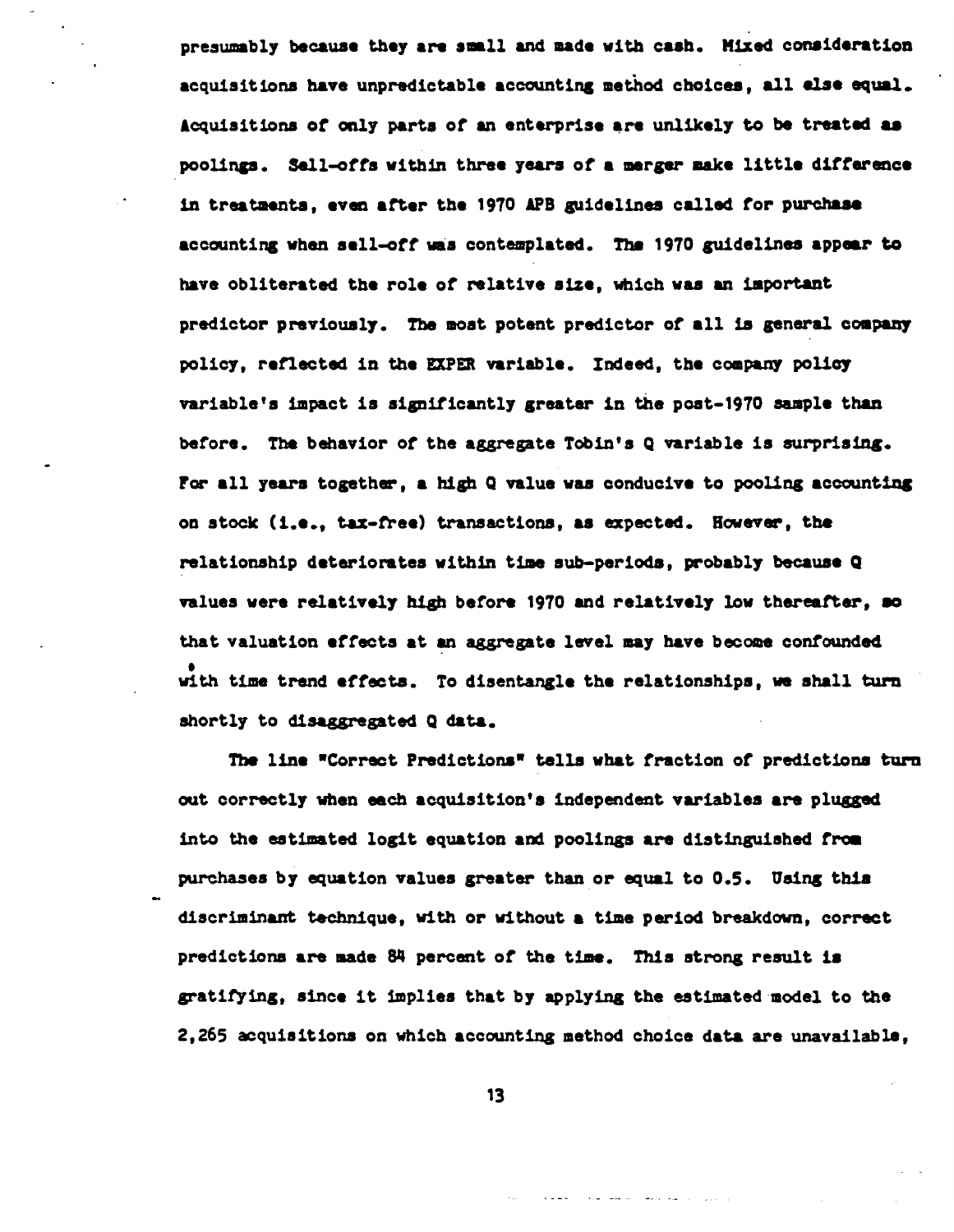presumably because they are small and made with cash. Mixed consideration acquisitions have unpredictable accounting method choices, all else equal. Acquisitions of only parts of an enterprise are unlikely to be treated as poolings. Sell-offs within three years of a merger make little difference in treatments, even after the 1970 APB guidelines called for purchase accounting when sell-off was contemplated. The 1970 guidelines appear to have obliterated the role of relative size, which was an important predictor previously. The most potent predictor of all is general company policy, reflected in the EXPER variable. Indeed, the company policy variable's impact is significantly greater in the post-1970 sample than before. The behavior of the aggregate Tobin's Q variable is surprising. For all years together, a high Q value was conducive to pooling accounting on stock (i.e., tax-free) transactions, as expected. However, the relationship deteriorates within time sub-periods, probably because Q values were relatively high before 1970 and relatively low thereafter, so that valuation effects at an aggregate level may have become confounded with time trend effects. To disentangle the relationships, we shall turn shortly to disaggregated Q data.

The line "Correct Predictions" tells what fraction of predictions turn out correctly when each acquisition's independent variables are plugged into the estimated logit equation and poolings are distinguished from purchases by equation values greater than or equal to 0.5. Using this discriminant technique, with or without a time period breakdown, correct predictions are made 84 percent of the time. This strong result is gratifying, since it implies that by applying the estimated model to the 2,265 acquisitions on which accounting method choice data are unavailable,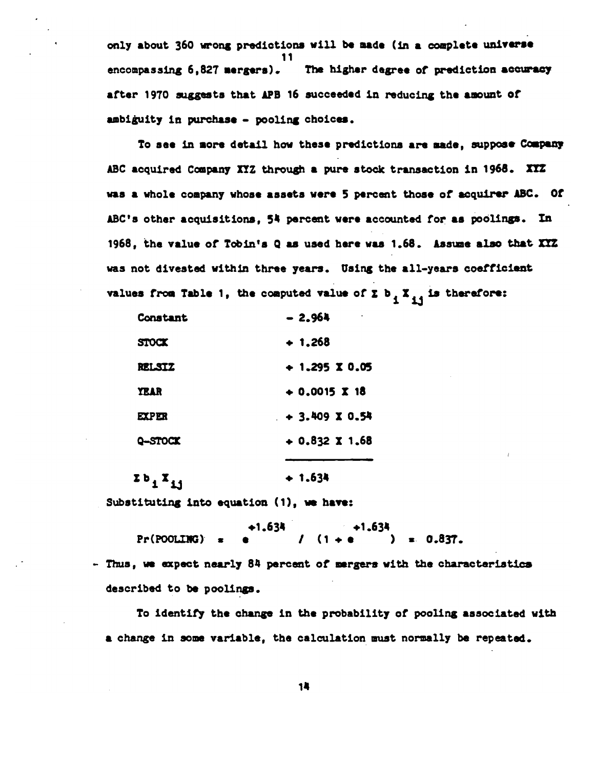only about 360 wrong predictions will be made (in a complete universe encompassing 6,827 mergers).[11] The higher degree of prediction accuracy after 1970 suggests that APB 16 succeeded in reducing the amount of ambiguity in purchase - pooling choices.

To see in more detail how these predictions are made, suppose Company ABC acquired Company XYZ through a pure stock transaction in 1968. XYZ was a whole company whose assets were 5 percent those of acquirer ABC. Of ABC's other acquisitions, 54 percent were accounted for as poolings. In 1968, the value of Tobin's Q as used here was 1.68. Assume also that XYZ was not divested within three years. Using the all-years coefficient values from Table 1, the computed value of $\Sigma b_i X_{ij}$ is therefore:

| | |
|---|---|
| Constant | − 2.964 |
| STOCK | + 1.268 |
| RELSIZ | + 1.295 X 0.05 |
| YEAR | + 0.0015 X 18 |
| EXPER | + 3.409 X 0.54 |
| Q-STOCK | + 0.832 X 1.68 |
| $\Sigma b_i X_{ij}$ | + 1.634 |

Substituting into equation (1), we have:

$$Pr(POOLING) = e^{+1.634} / (1 + e^{+1.634}) = 0.837.$$

Thus, we expect nearly 84 percent of mergers with the characteristics described to be poolings.

To identify the change in the probability of pooling associated with a change in some variable, the calculation must normally be repeated.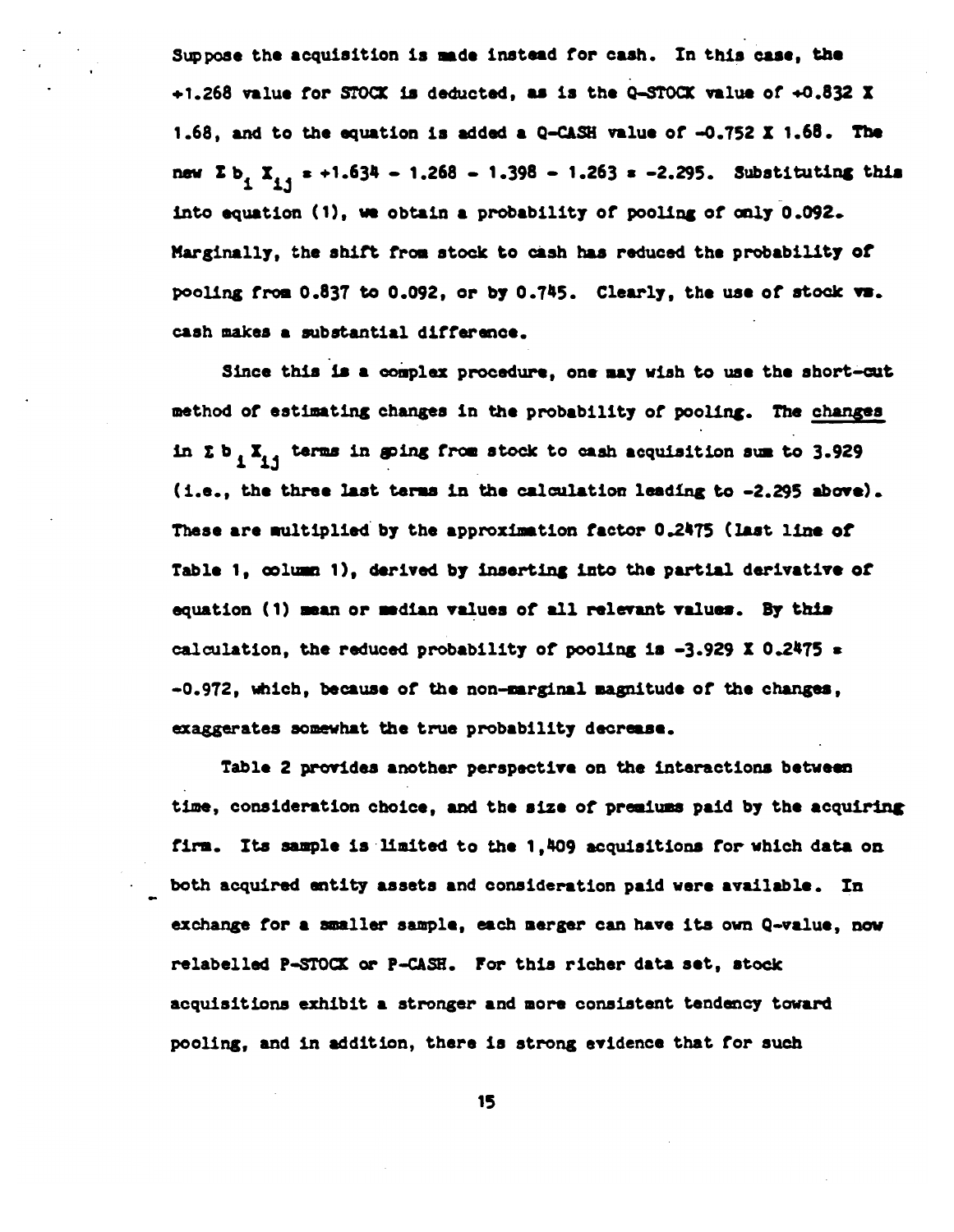Suppose the acquisition is made instead for cash. In this case, the +1.268 value for STOCK is deducted, as is the Q-STOCK value of +0.832 X 1.68, and to the equation is added a Q-CASH value of -0.752 X 1.68. The new $\Sigma b_i X_{ij}$ = +1.634 - 1.268 - 1.398 - 1.263 = -2.295. Substituting this into equation (1), we obtain a probability of pooling of only 0.092. Marginally, the shift from stock to cash has reduced the probability of pooling from 0.837 to 0.092, or by 0.745. Clearly, the use of stock vs. cash makes a substantial difference.

Since this is a complex procedure, one may wish to use the short-cut method of estimating changes in the probability of pooling. The <u>changes</u> in $\Sigma b_i X_{ij}$ terms in going from stock to cash acquisition sum to 3.929 (i.e., the three last terms in the calculation leading to -2.295 above). These are multiplied by the approximation factor 0.2475 (last line of Table 1, column 1), derived by inserting into the partial derivative of equation (1) mean or median values of all relevant values. By this calculation, the reduced probability of pooling is -3.929 X 0.2475 = -0.972, which, because of the non-marginal magnitude of the changes, exaggerates somewhat the true probability decrease.

Table 2 provides another perspective on the interactions between time, consideration choice, and the size of premiums paid by the acquiring firm. Its sample is limited to the 1,409 acquisitions for which data on both acquired entity assets and consideration paid were available. In exchange for a smaller sample, each merger can have its own Q-value, now relabelled P-STOCK or P-CASH. For this richer data set, stock acquisitions exhibit a stronger and more consistent tendency toward pooling, and in addition, there is strong evidence that for such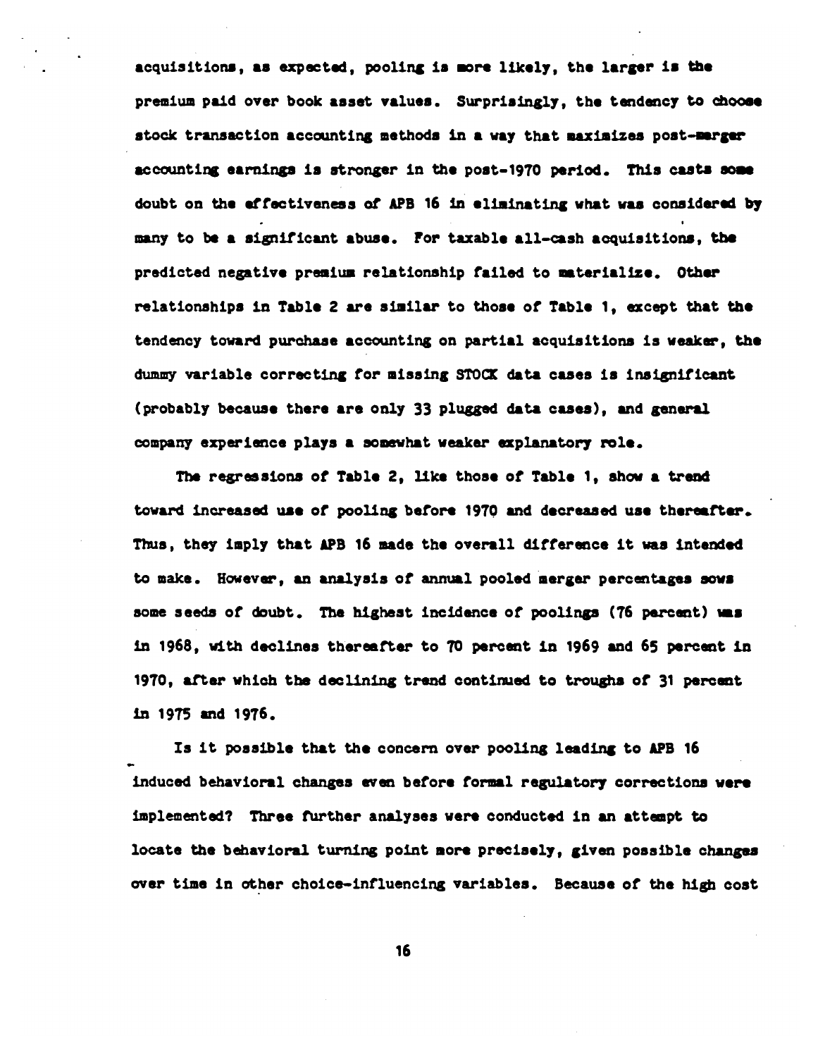acquisitions, as expected, pooling is more likely, the larger is the premium paid over book asset values. Surprisingly, the tendency to choose stock transaction accounting methods in a way that maximizes post-merger accounting earnings is stronger in the post-1970 period. This casts some doubt on the effectiveness of APB 16 in eliminating what was considered by many to be a significant abuse. For taxable all-cash acquisitions, the predicted negative premium relationship failed to materialize. Other relationships in Table 2 are similar to those of Table 1, except that the tendency toward purchase accounting on partial acquisitions is weaker, the dummy variable correcting for missing STOCK data cases is insignificant (probably because there are only 33 plugged data cases), and general company experience plays a somewhat weaker explanatory role.

The regressions of Table 2, like those of Table 1, show a trend toward increased use of pooling before 1970 and decreased use thereafter. Thus, they imply that APB 16 made the overall difference it was intended to make. However, an analysis of annual pooled merger percentages sows some seeds of doubt. The highest incidence of poolings (76 percent) was in 1968, with declines thereafter to 70 percent in 1969 and 65 percent in 1970, after which the declining trend continued to troughs of 31 percent in 1975 and 1976.

Is it possible that the concern over pooling leading to APB 16 induced behavioral changes even before formal regulatory corrections were implemented? Three further analyses were conducted in an attempt to locate the behavioral turning point more precisely, given possible changes over time in other choice-influencing variables. Because of the high cost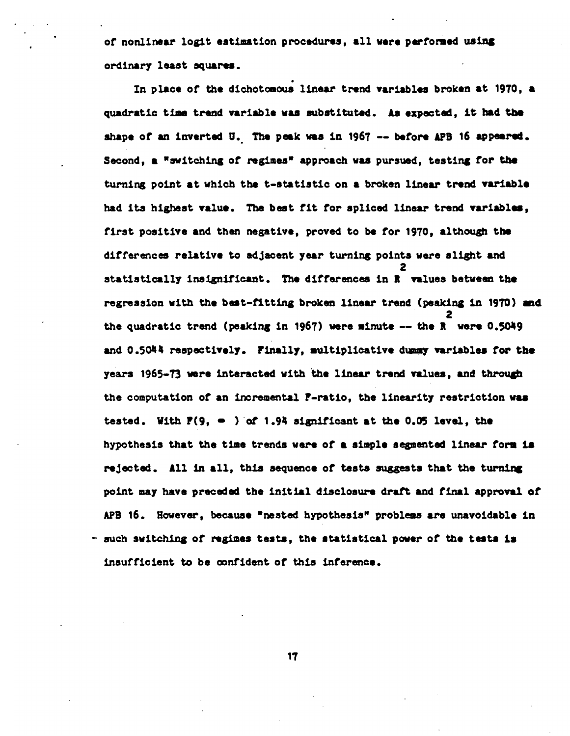of nonlinear logit estimation procedures, all were performed using ordinary least squares.

In place of the dichotomous linear trend variables broken at 1970, a quadratic time trend variable was substituted. As expected, it had the shape of an inverted U. The peak was in 1967 -- before APB 16 appeared. Second, a "switching of regimes" approach was pursued, testing for the turning point at which the t-statistic on a broken linear trend variable had its highest value. The best fit for spliced linear trend variables, first positive and then negative, proved to be for 1970, although the differences relative to adjacent year turning points were slight and statistically insignificant. The differences in $R^2$ values between the regression with the best-fitting broken linear trend (peaking in 1970) and the quadratic trend (peaking in 1967) were minute -- the $R^2$ were 0.5049 and 0.5044 respectively. Finally, multiplicative dummy variables for the years 1965-73 were interacted with the linear trend values, and through the computation of an incremental F-ratio, the linearity restriction was tested. With $F(9, \infty)$ of 1.94 significant at the 0.05 level, the hypothesis that the time trends were of a simple segmented linear form is rejected. All in all, this sequence of tests suggests that the turning point may have preceded the initial disclosure draft and final approval of APB 16. However, because "nested hypothesis" problems are unavoidable in such switching of regimes tests, the statistical power of the tests is insufficient to be confident of this inference.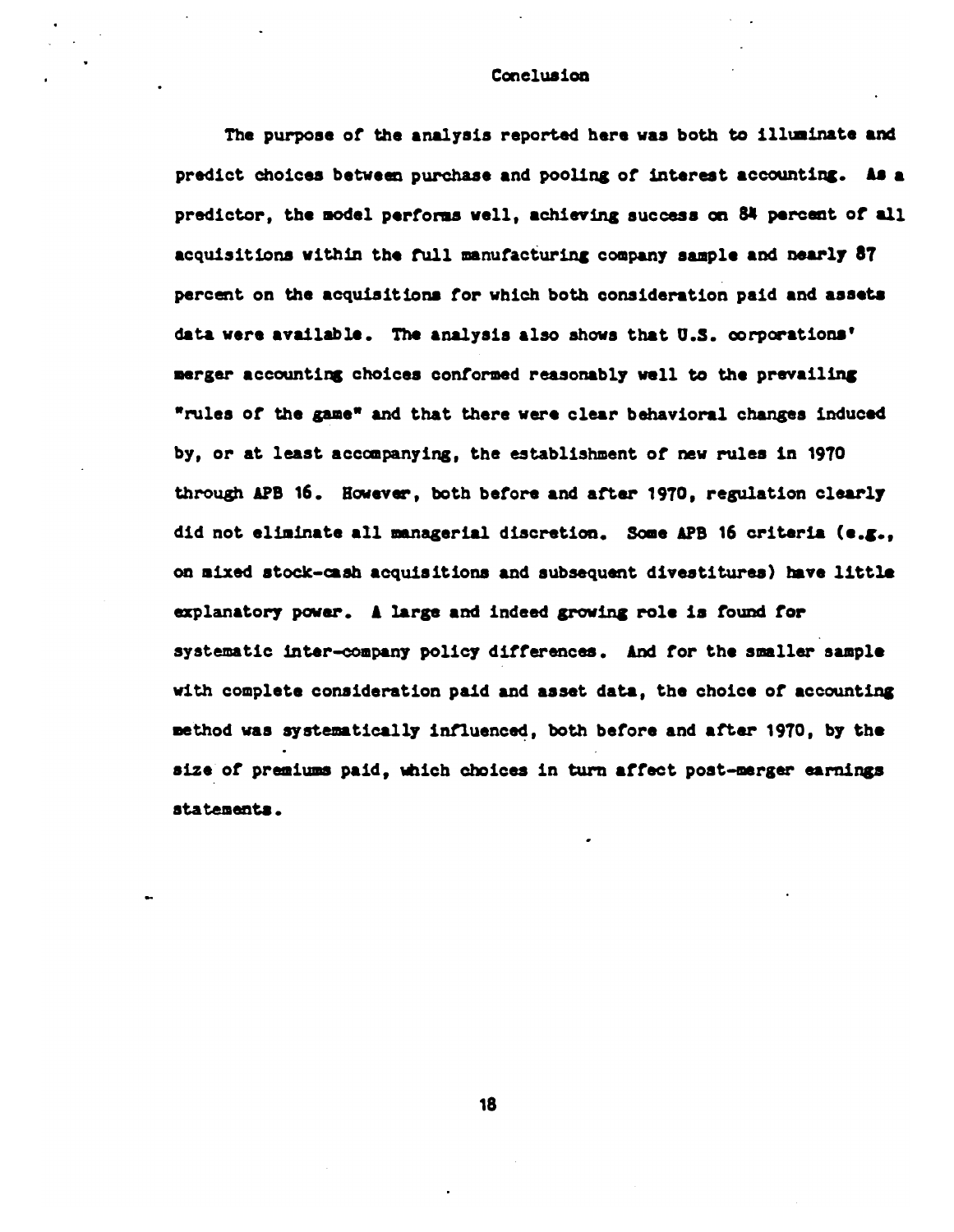## Conclusion

The purpose of the analysis reported here was both to illuminate and predict choices between purchase and pooling of interest accounting. As a predictor, the model performs well, achieving success on 84 percent of all acquisitions within the full manufacturing company sample and nearly 87 percent on the acquisitions for which both consideration paid and assets data were available. The analysis also shows that U.S. corporations' merger accounting choices conformed reasonably well to the prevailing "rules of the game" and that there were clear behavioral changes induced by, or at least accompanying, the establishment of new rules in 1970 through APB 16. However, both before and after 1970, regulation clearly did not eliminate all managerial discretion. Some APB 16 criteria (e.g., on mixed stock-cash acquisitions and subsequent divestitures) have little explanatory power. A large and indeed growing role is found for systematic inter-company policy differences. And for the smaller sample with complete consideration paid and asset data, the choice of accounting method was systematically influenced, both before and after 1970, by the size of premiums paid, which choices in turn affect post-merger earnings statements.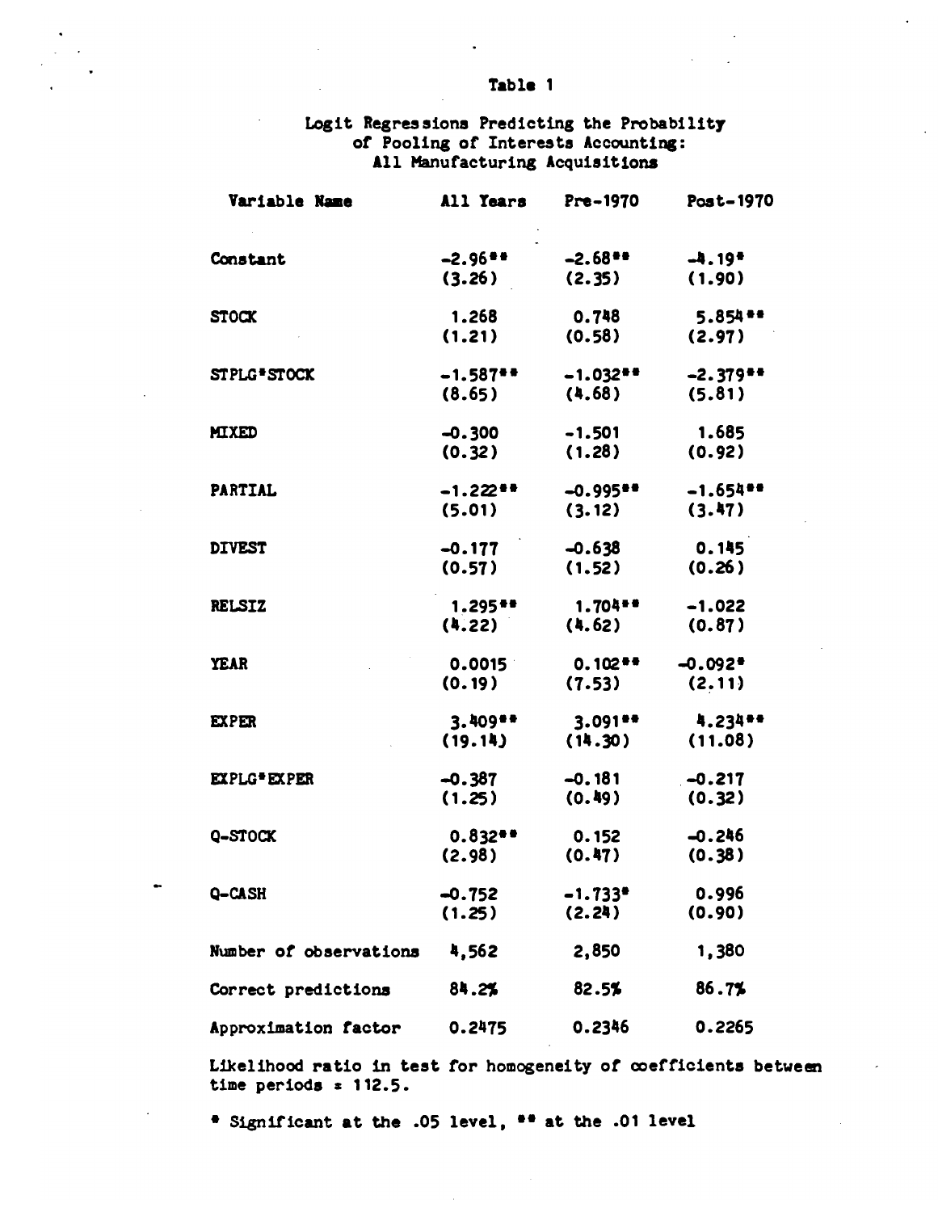Table 1

Logit Regressions Predicting the Probability of Pooling of Interests Accounting: All Manufacturing Acquisitions

| Variable Name | All Years | Pre-1970 | Post-1970 |
|---|---|---|---|
| Constant | -2.96** | -2.68** | -4.19* |
| | (3.26) | (2.35) | (1.90) |
| STOCK | 1.268 | 0.748 | 5.854** |
| | (1.21) | (0.58) | (2.97) |
| STPLG*STOCK | -1.587** | -1.032** | -2.379** |
| | (8.65) | (4.68) | (5.81) |
| MIXED | -0.300 | -1.501 | 1.685 |
| | (0.32) | (1.28) | (0.92) |
| PARTIAL | -1.222** | -0.995** | -1.654** |
| | (5.01) | (3.12) | (3.47) |
| DIVEST | -0.177 | -0.638 | 0.145 |
| | (0.57) | (1.52) | (0.26) |
| RELSIZ | 1.295** | 1.704** | -1.022 |
| | (4.22) | (4.62) | (0.87) |
| YEAR | 0.0015 | 0.102** | -0.092* |
| | (0.19) | (7.53) | (2.11) |
| EXPER | 3.409** | 3.091** | 4.234** |
| | (19.14) | (14.30) | (11.08) |
| EXPLG*EXPER | -0.387 | -0.181 | -0.217 |
| | (1.25) | (0.49) | (0.32) |
| Q-STOCK | 0.832** | 0.152 | -0.246 |
| | (2.98) | (0.47) | (0.38) |
| Q-CASH | -0.752 | -1.733* | 0.996 |
| | (1.25) | (2.24) | (0.90) |
| Number of observations | 4,562 | 2,850 | 1,380 |
| Correct predictions | 84.2% | 82.5% | 86.7% |
| Approximation factor | 0.2475 | 0.2346 | 0.2265 |

Likelihood ratio in test for homogeneity of coefficients between time periods = 112.5.

\* Significant at the .05 level, ** at the .01 level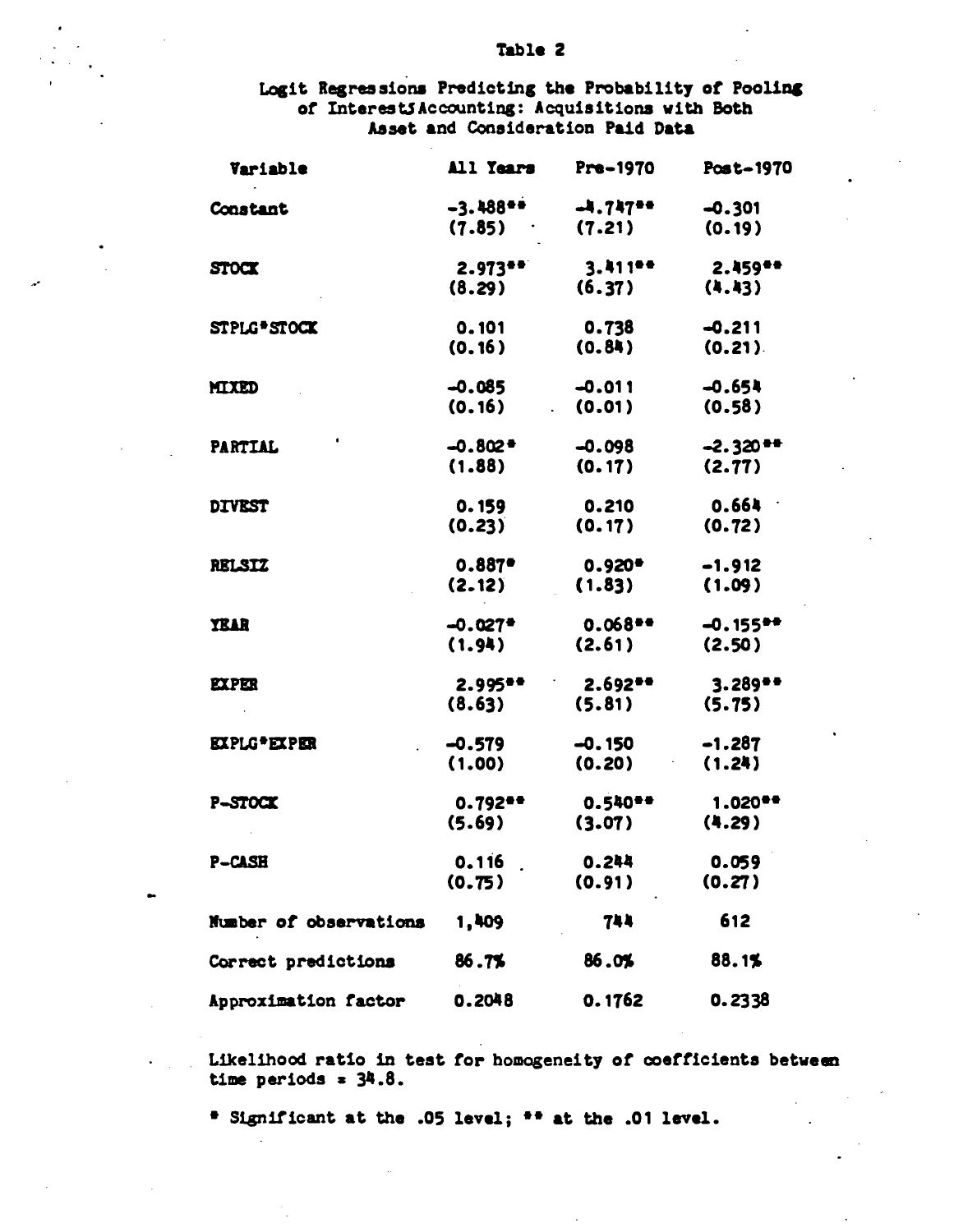Table 2

Logit Regressions Predicting the Probability of Pooling of Interests Accounting: Acquisitions with Both Asset and Consideration Paid Data

| Variable | All Years | Pre-1970 | Post-1970 |
|---|---|---|---|
| Constant | -3.488** | -4.747** | -0.301 |
| | (7.85) | (7.21) | (0.19) |
| STOCK | 2.973** | 3.411** | 2.459** |
| | (8.29) | (6.37) | (4.43) |
| STPLG*STOCK | 0.101 | 0.738 | -0.211 |
| | (0.16) | (0.84) | (0.21) |
| MIXED | -0.085 | -0.011 | -0.654 |
| | (0.16) | (0.01) | (0.58) |
| PARTIAL | -0.802* | -0.098 | -2.320** |
| | (1.88) | (0.17) | (2.77) |
| DIVEST | 0.159 | 0.210 | 0.664 |
| | (0.23) | (0.17) | (0.72) |
| RELSIZ | 0.887* | 0.920* | -1.912 |
| | (2.12) | (1.83) | (1.09) |
| YEAR | -0.027* | 0.068** | -0.155** |
| | (1.94) | (2.61) | (2.50) |
| EXPER | 2.995** | 2.692** | 3.289** |
| | (8.63) | (5.81) | (5.75) |
| EXPLG*EXPER | -0.579 | -0.150 | -1.287 |
| | (1.00) | (0.20) | (1.24) |
| P-STOCK | 0.792** | 0.540** | 1.020** |
| | (5.69) | (3.07) | (4.29) |
| P-CASH | 0.116 | 0.244 | 0.059 |
| | (0.75) | (0.91) | (0.27) |
| Number of observations | 1,409 | 744 | 612 |
| Correct predictions | 86.7% | 86.0% | 88.1% |
| Approximation factor | 0.2048 | 0.1762 | 0.2338 |

Likelihood ratio in test for homogeneity of coefficients between time periods = 34.8.

\* Significant at the .05 level; ** at the .01 level.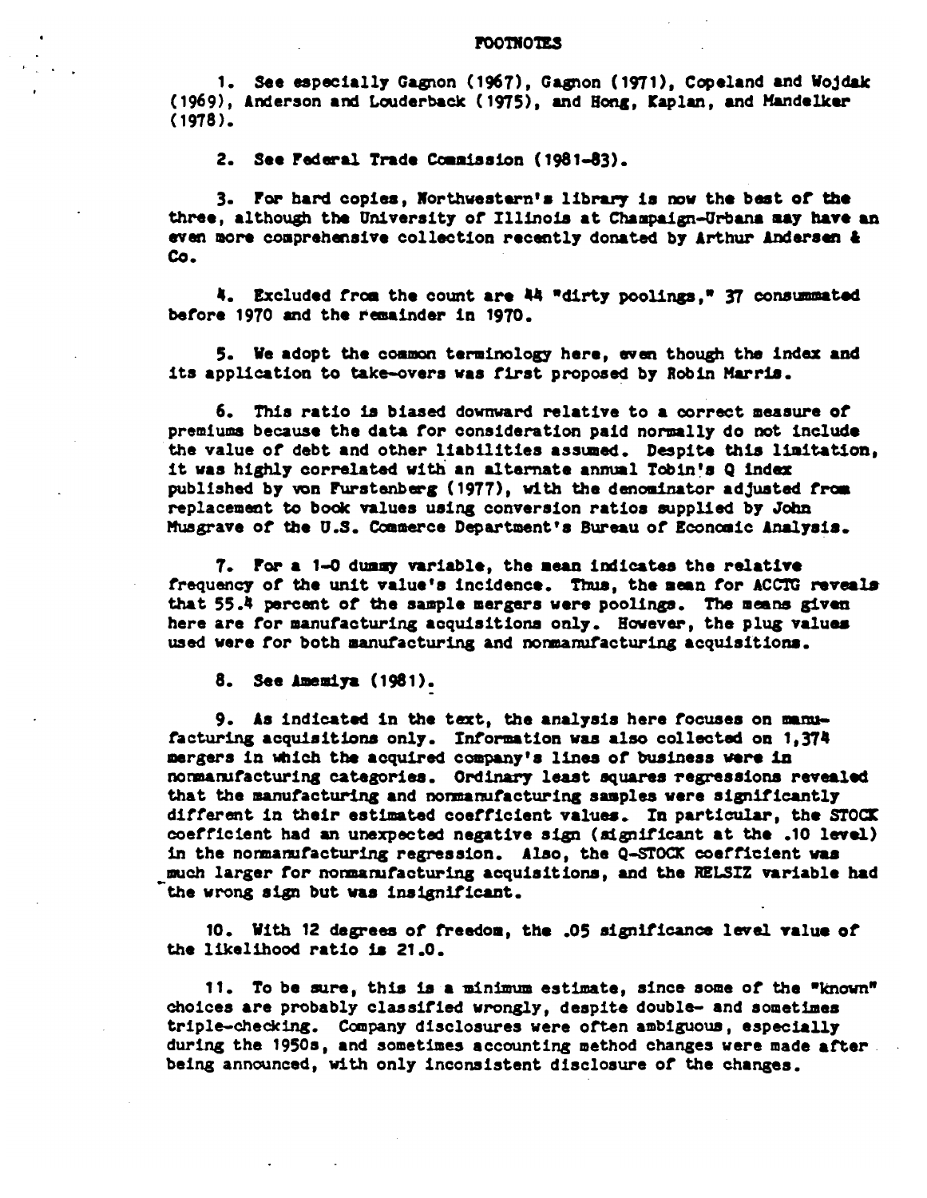# FOOTNOTES

1. See especially Gagnon (1967), Gagnon (1971), Copeland and Wojdak (1969), Anderson and Louderback (1975), and Hong, Kaplan, and Mandelker (1978).

2. See Federal Trade Commission (1981-83).

3. For hard copies, Northwestern's library is now the best of the three, although the University of Illinois at Champaign-Urbana may have an even more comprehensive collection recently donated by Arthur Andersen & Co.

4. Excluded from the count are 44 "dirty poolings," 37 consummated before 1970 and the remainder in 1970.

5. We adopt the common terminology here, even though the index and its application to take-overs was first proposed by Robin Marris.

6. This ratio is biased downward relative to a correct measure of premiums because the data for consideration paid normally do not include the value of debt and other liabilities assumed. Despite this limitation, it was highly correlated with an alternate annual Tobin's Q index published by von Furstenberg (1977), with the denominator adjusted from replacement to book values using conversion ratios supplied by John Musgrave of the U.S. Commerce Department's Bureau of Economic Analysis.

7. For a 1-0 dummy variable, the mean indicates the relative frequency of the unit value's incidence. Thus, the mean for ACCTG reveals that 55.4 percent of the sample mergers were poolings. The means given here are for manufacturing acquisitions only. However, the plug values used were for both manufacturing and nonmanufacturing acquisitions.

8. See Amemiya (1981).

9. As indicated in the text, the analysis here focuses on manufacturing acquisitions only. Information was also collected on 1,374 mergers in which the acquired company's lines of business were in nonmanufacturing categories. Ordinary least squares regressions revealed that the manufacturing and nonmanufacturing samples were significantly different in their estimated coefficient values. In particular, the STOCK coefficient had an unexpected negative sign (significant at the .10 level) in the nonmanufacturing regression. Also, the Q-STOCK coefficient was much larger for nonmanufacturing acquisitions, and the RELSIZ variable had the wrong sign but was insignificant.

10. With 12 degrees of freedom, the .05 significance level value of the likelihood ratio is 21.0.

11. To be sure, this is a minimum estimate, since some of the "known" choices are probably classified wrongly, despite double- and sometimes triple-checking. Company disclosures were often ambiguous, especially during the 1950s, and sometimes accounting method changes were made after being announced, with only inconsistent disclosure of the changes.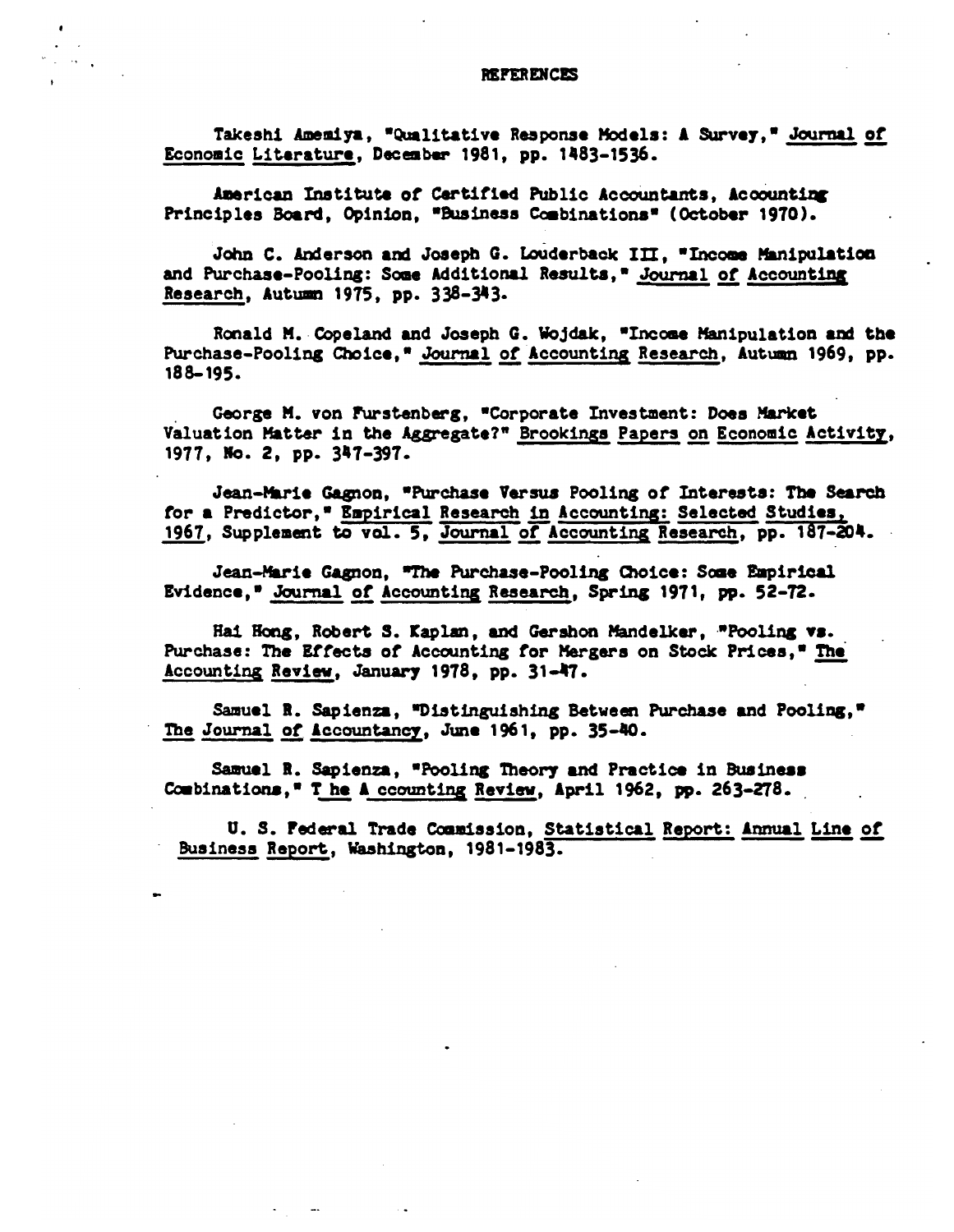# REFERENCES

Takeshi Amemiya, "Qualitative Response Models: A Survey," Journal of Economic Literature, December 1981, pp. 1483-1536.

American Institute of Certified Public Accountants, Accounting Principles Board, Opinion, "Business Combinations" (October 1970).

John C. Anderson and Joseph G. Louderback III, "Income Manipulation and Purchase-Pooling: Some Additional Results," Journal of Accounting Research, Autumn 1975, pp. 338-343.

Ronald M. Copeland and Joseph G. Wojdak, "Income Manipulation and the Purchase-Pooling Choice," Journal of Accounting Research, Autumn 1969, pp. 188-195.

George M. von Furstenberg, "Corporate Investment: Does Market Valuation Matter in the Aggregate?" Brookings Papers on Economic Activity, 1977, No. 2, pp. 347-397.

Jean-Marie Gagnon, "Purchase Versus Pooling of Interests: The Search for a Predictor," Empirical Research in Accounting: Selected Studies, 1967, Supplement to vol. 5, Journal of Accounting Research, pp. 187-204.

Jean-Marie Gagnon, "The Purchase-Pooling Choice: Some Empirical Evidence," Journal of Accounting Research, Spring 1971, pp. 52-72.

Hai Hong, Robert S. Kaplan, and Gershon Mandelker, "Pooling vs. Purchase: The Effects of Accounting for Mergers on Stock Prices," The Accounting Review, January 1978, pp. 31-47.

Samuel R. Sapienza, "Distinguishing Between Purchase and Pooling," The Journal of Accountancy, June 1961, pp. 35-40.

Samuel R. Sapienza, "Pooling Theory and Practice in Business Combinations," The Accounting Review, April 1962, pp. 263-278.

U. S. Federal Trade Commission, Statistical Report: Annual Line of Business Report, Washington, 1981-1983.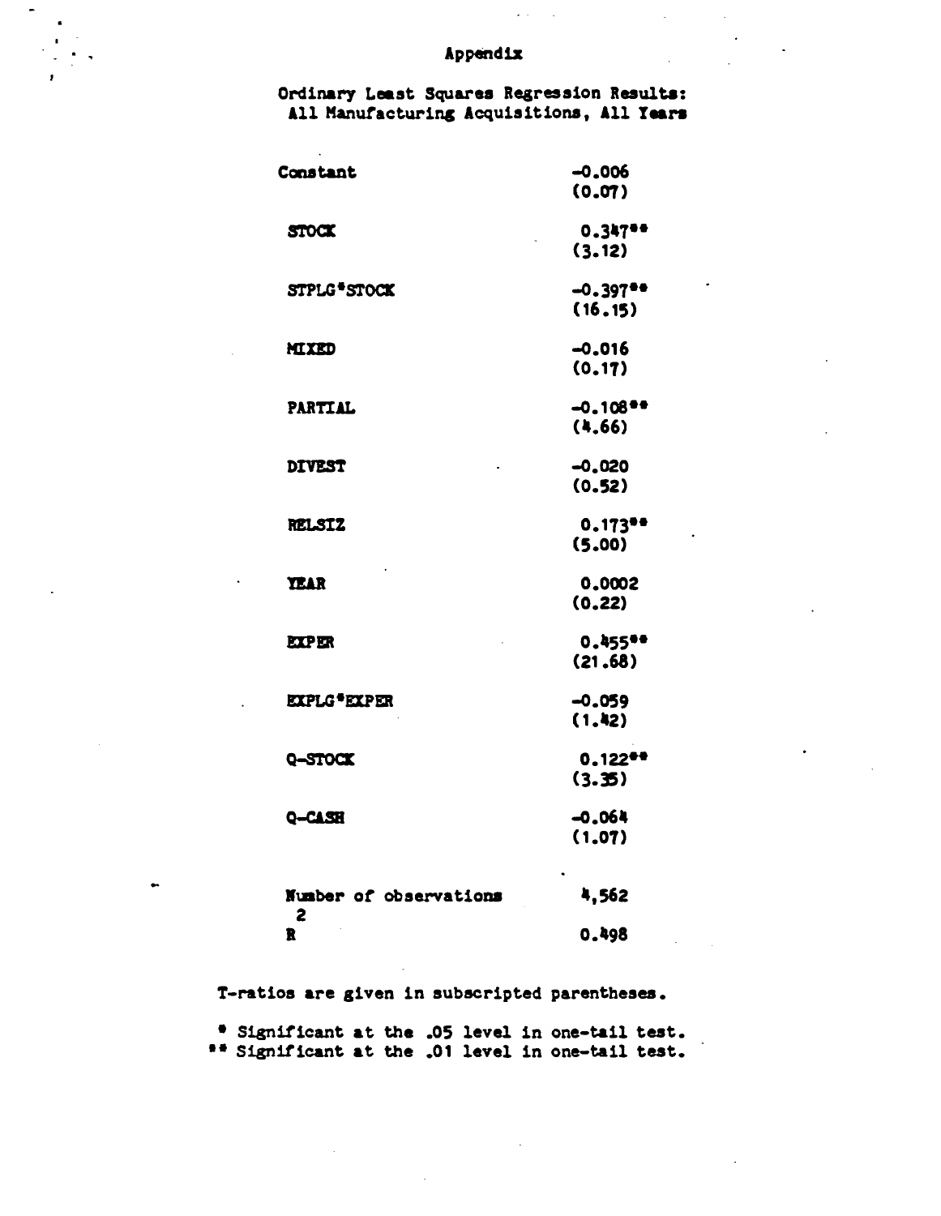## Appendix

Ordinary Least Squares Regression Results:
All Manufacturing Acquisitions, All Years

| | |
|---|---|
| Constant | -0.006 (0.07) |
| STOCK | 0.347** (3.12) |
| STPLG*STOCK | -0.397** (16.15) |
| MIXED | -0.016 (0.17) |
| PARTIAL | -0.108** (4.66) |
| DIVEST | -0.020 (0.52) |
| RELSIZ | 0.173** (5.00) |
| YEAR | 0.0002 (0.22) |
| EXPER | 0.455** (21.68) |
| EXPLG*EXPER | -0.059 (1.42) |
| Q-STOCK | 0.122** (3.35) |
| Q-CASH | -0.064 (1.07) |
| Number of observations | 4,562 |
| $R^2$ | 0.498 |

T-ratios are given in subscripted parentheses.

\* Significant at the .05 level in one-tail test.
\*\* Significant at the .01 level in one-tail test.